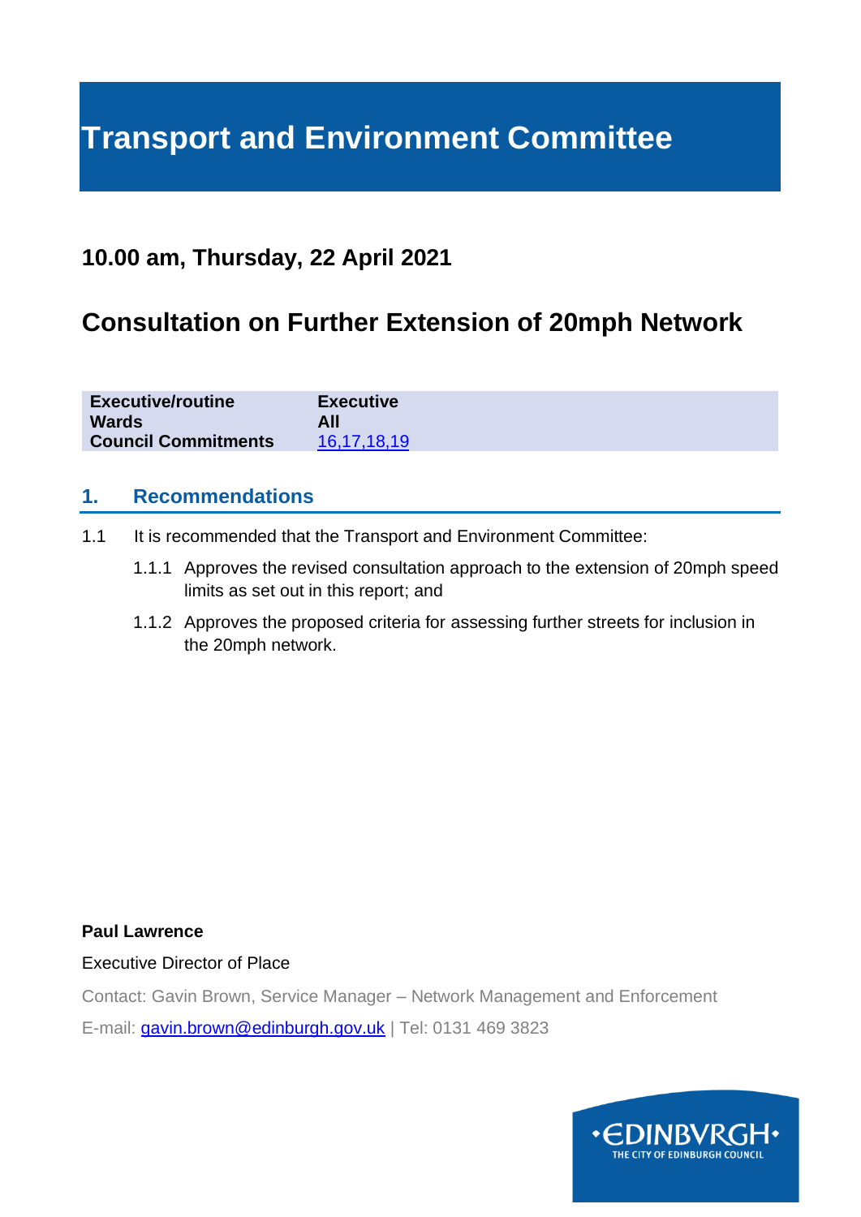# Transport and Environment Committee

## 10.00 am, Thursday, 22 April 2021

## Consultation on Further Extension of 20mph Network

| | |
|---|---|
| **Executive/routine** | **Executive** |
| **Wards** | **All** |
| **Council Commitments** | 16,17,18,19 |

### 1. Recommendations

1.1 It is recommended that the Transport and Environment Committee:

1.1.1 Approves the revised consultation approach to the extension of 20mph speed limits as set out in this report; and

1.1.2 Approves the proposed criteria for assessing further streets for inclusion in the 20mph network.

**Paul Lawrence**

Executive Director of Place

Contact: Gavin Brown, Service Manager – Network Management and Enforcement

E-mail: gavin.brown@edinburgh.gov.uk | Tel: 0131 469 3823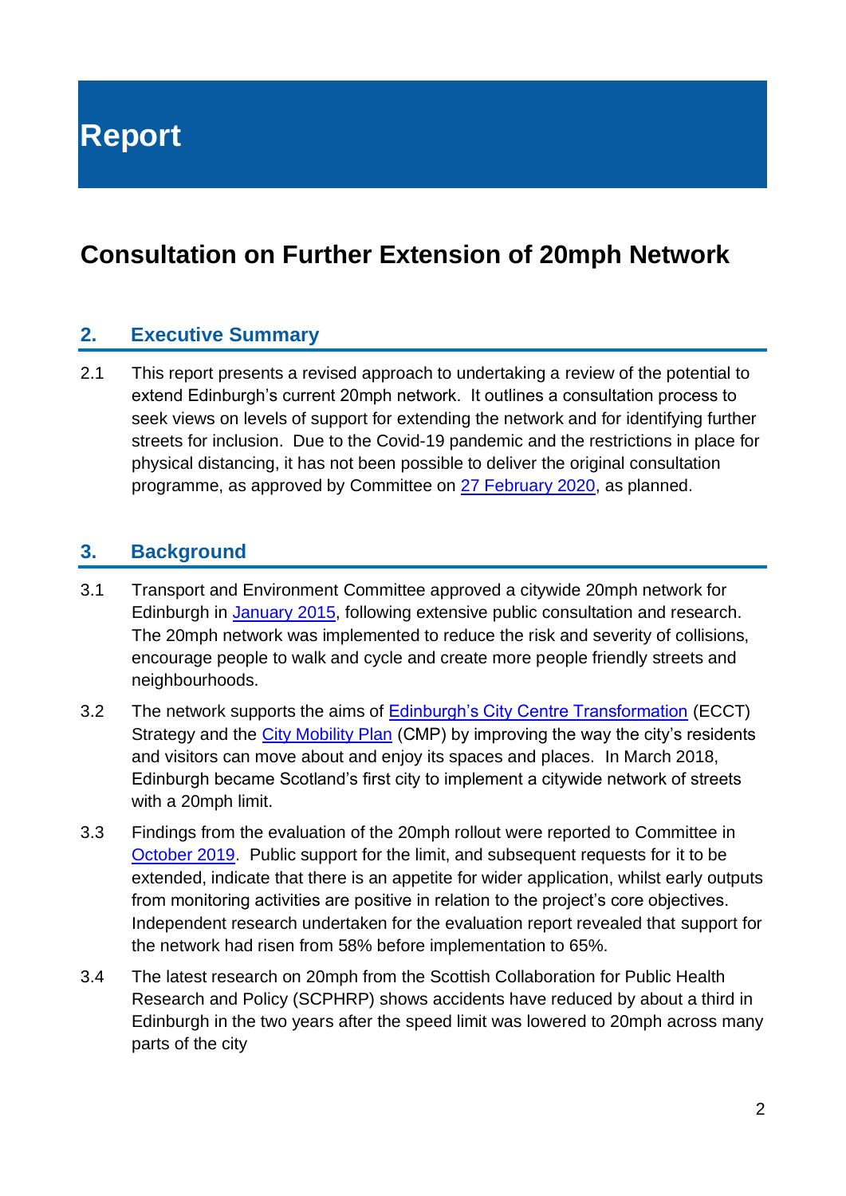# Report

# Consultation on Further Extension of 20mph Network

## 2. Executive Summary

2.1 This report presents a revised approach to undertaking a review of the potential to extend Edinburgh's current 20mph network. It outlines a consultation process to seek views on levels of support for extending the network and for identifying further streets for inclusion. Due to the Covid-19 pandemic and the restrictions in place for physical distancing, it has not been possible to deliver the original consultation programme, as approved by Committee on 27 February 2020, as planned.

## 3. Background

3.1 Transport and Environment Committee approved a citywide 20mph network for Edinburgh in January 2015, following extensive public consultation and research. The 20mph network was implemented to reduce the risk and severity of collisions, encourage people to walk and cycle and create more people friendly streets and neighbourhoods.

3.2 The network supports the aims of Edinburgh's City Centre Transformation (ECCT) Strategy and the City Mobility Plan (CMP) by improving the way the city's residents and visitors can move about and enjoy its spaces and places. In March 2018, Edinburgh became Scotland's first city to implement a citywide network of streets with a 20mph limit.

3.3 Findings from the evaluation of the 20mph rollout were reported to Committee in October 2019. Public support for the limit, and subsequent requests for it to be extended, indicate that there is an appetite for wider application, whilst early outputs from monitoring activities are positive in relation to the project's core objectives. Independent research undertaken for the evaluation report revealed that support for the network had risen from 58% before implementation to 65%.

3.4 The latest research on 20mph from the Scottish Collaboration for Public Health Research and Policy (SCPHRP) shows accidents have reduced by about a third in Edinburgh in the two years after the speed limit was lowered to 20mph across many parts of the city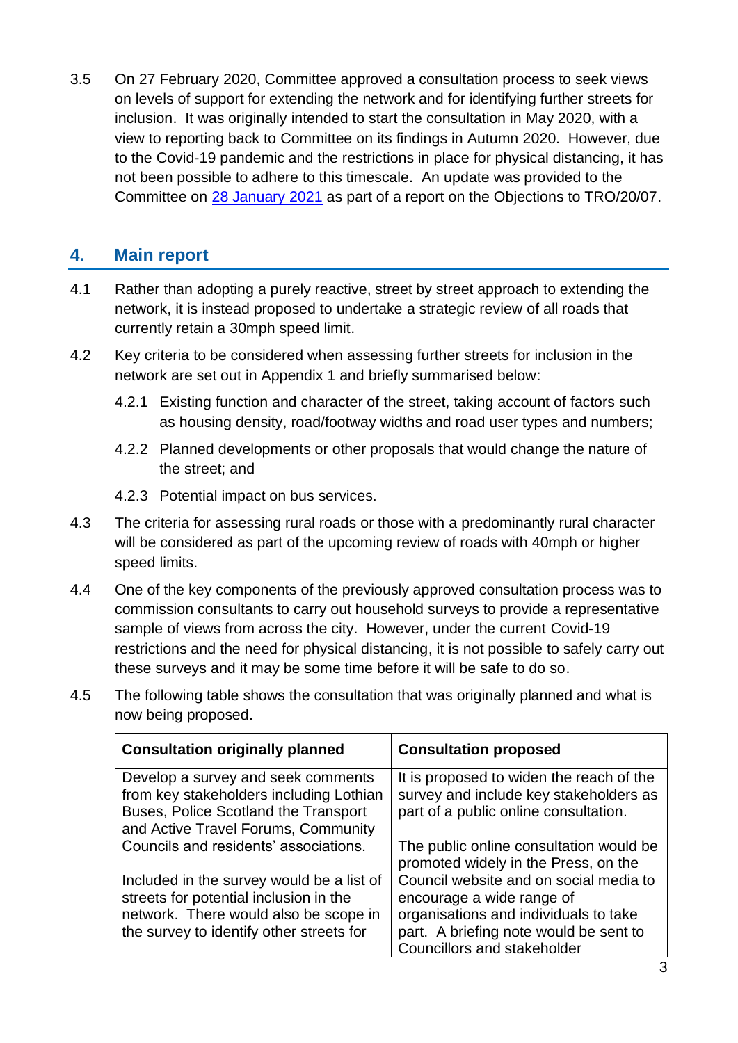3.5 On 27 February 2020, Committee approved a consultation process to seek views on levels of support for extending the network and for identifying further streets for inclusion. It was originally intended to start the consultation in May 2020, with a view to reporting back to Committee on its findings in Autumn 2020. However, due to the Covid-19 pandemic and the restrictions in place for physical distancing, it has not been possible to adhere to this timescale. An update was provided to the Committee on [28 January 2021](#) as part of a report on the Objections to TRO/20/07.

## 4. Main report

4.1 Rather than adopting a purely reactive, street by street approach to extending the network, it is instead proposed to undertake a strategic review of all roads that currently retain a 30mph speed limit.

4.2 Key criteria to be considered when assessing further streets for inclusion in the network are set out in Appendix 1 and briefly summarised below:

4.2.1 Existing function and character of the street, taking account of factors such as housing density, road/footway widths and road user types and numbers;

4.2.2 Planned developments or other proposals that would change the nature of the street; and

4.2.3 Potential impact on bus services.

4.3 The criteria for assessing rural roads or those with a predominantly rural character will be considered as part of the upcoming review of roads with 40mph or higher speed limits.

4.4 One of the key components of the previously approved consultation process was to commission consultants to carry out household surveys to provide a representative sample of views from across the city. However, under the current Covid-19 restrictions and the need for physical distancing, it is not possible to safely carry out these surveys and it may be some time before it will be safe to do so.

4.5 The following table shows the consultation that was originally planned and what is now being proposed.

| Consultation originally planned | Consultation proposed |
|---|---|
| Develop a survey and seek comments from key stakeholders including Lothian Buses, Police Scotland the Transport and Active Travel Forums, Community Councils and residents' associations.<br><br>Included in the survey would be a list of streets for potential inclusion in the network. There would also be scope in the survey to identify other streets for | It is proposed to widen the reach of the survey and include key stakeholders as part of a public online consultation.<br><br>The public online consultation would be promoted widely in the Press, on the Council website and on social media to encourage a wide range of organisations and individuals to take part. A briefing note would be sent to Councillors and stakeholder |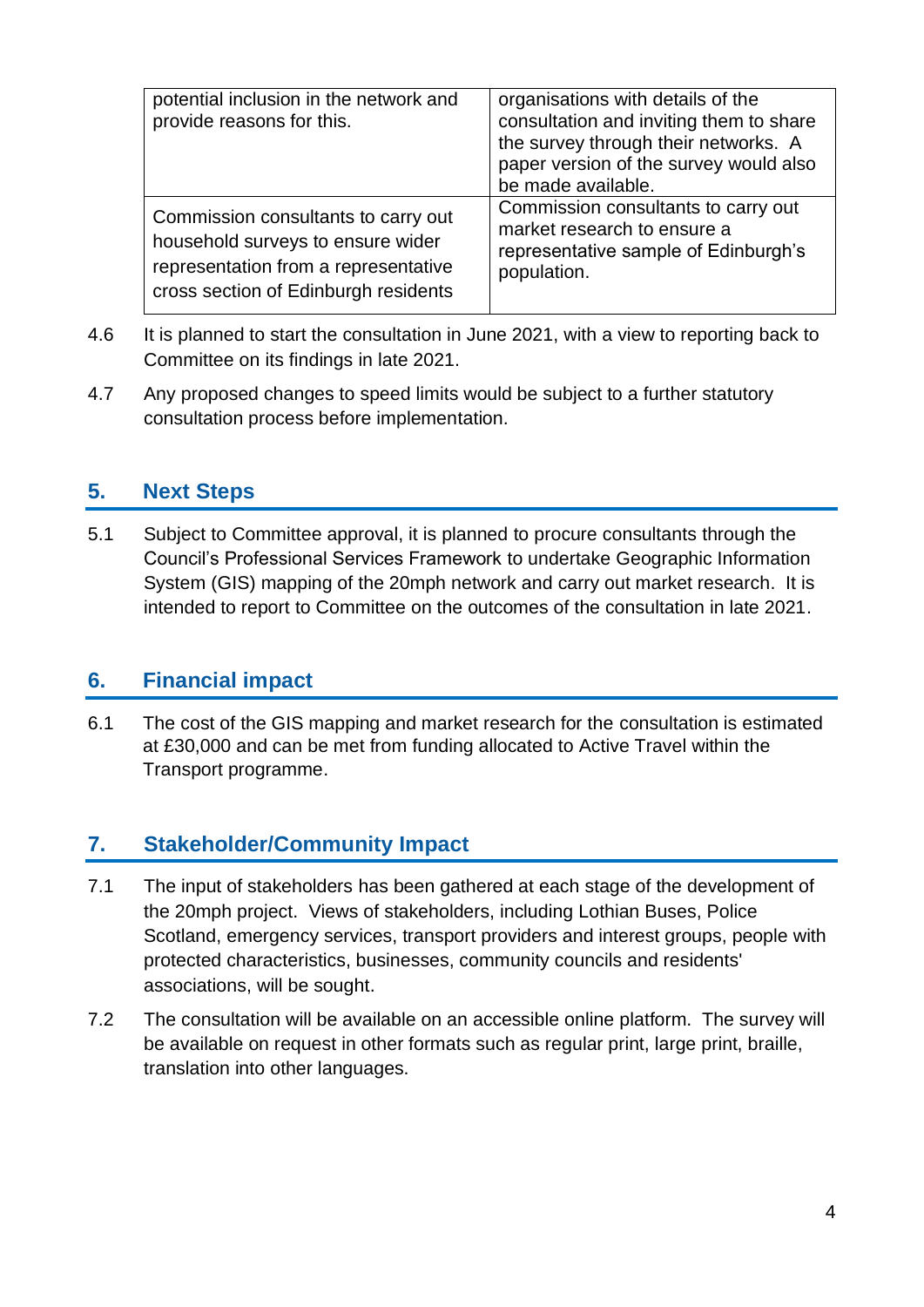| | |
|---|---|
| potential inclusion in the network and provide reasons for this. | organisations with details of the consultation and inviting them to share the survey through their networks. A paper version of the survey would also be made available. |
| Commission consultants to carry out household surveys to ensure wider representation from a representative cross section of Edinburgh residents | Commission consultants to carry out market research to ensure a representative sample of Edinburgh's population. |

4.6 It is planned to start the consultation in June 2021, with a view to reporting back to Committee on its findings in late 2021.

4.7 Any proposed changes to speed limits would be subject to a further statutory consultation process before implementation.

## 5. Next Steps

5.1 Subject to Committee approval, it is planned to procure consultants through the Council's Professional Services Framework to undertake Geographic Information System (GIS) mapping of the 20mph network and carry out market research. It is intended to report to Committee on the outcomes of the consultation in late 2021.

## 6. Financial impact

6.1 The cost of the GIS mapping and market research for the consultation is estimated at £30,000 and can be met from funding allocated to Active Travel within the Transport programme.

## 7. Stakeholder/Community Impact

7.1 The input of stakeholders has been gathered at each stage of the development of the 20mph project. Views of stakeholders, including Lothian Buses, Police Scotland, emergency services, transport providers and interest groups, people with protected characteristics, businesses, community councils and residents' associations, will be sought.

7.2 The consultation will be available on an accessible online platform. The survey will be available on request in other formats such as regular print, large print, braille, translation into other languages.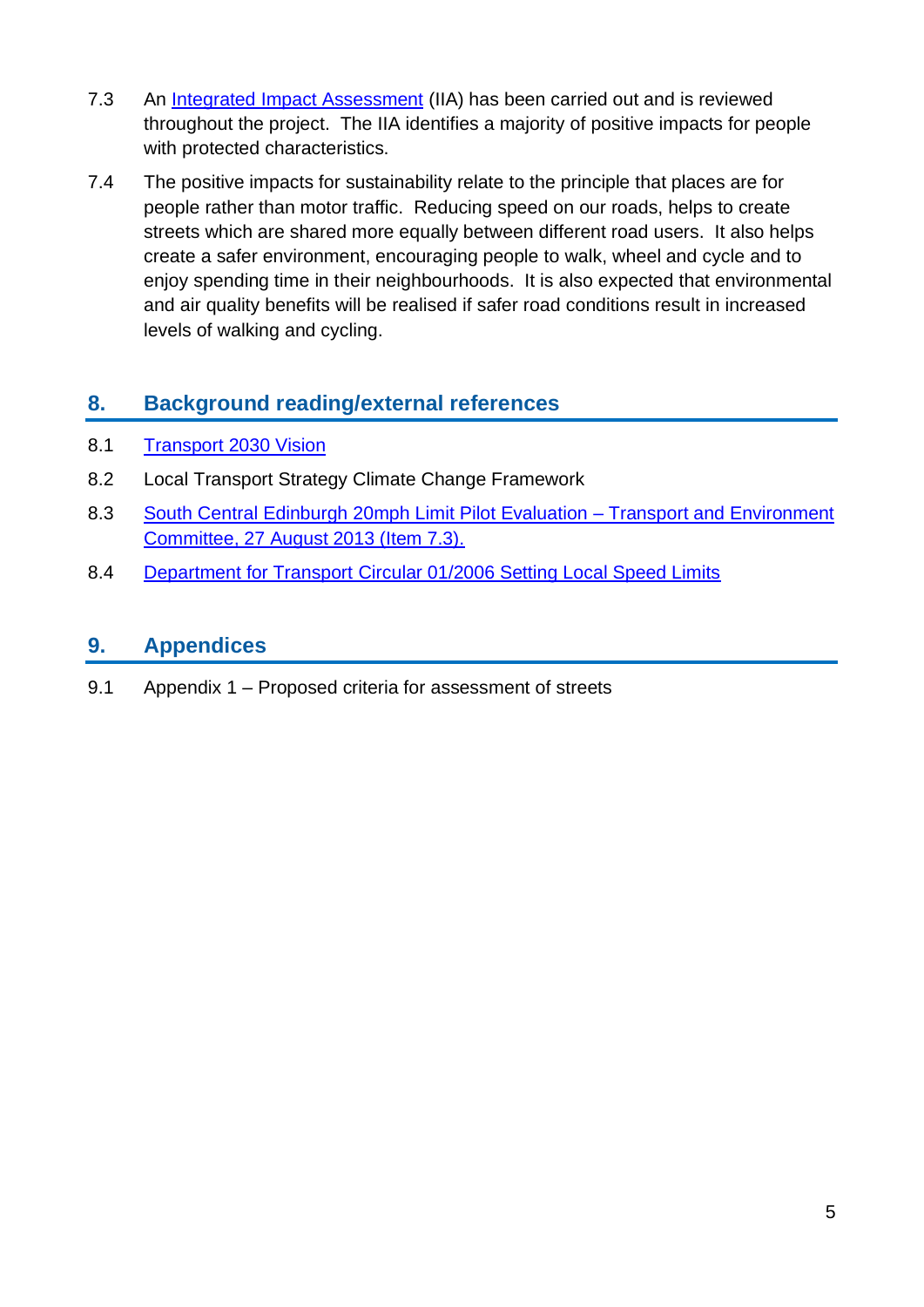7.3 An Integrated Impact Assessment (IIA) has been carried out and is reviewed throughout the project. The IIA identifies a majority of positive impacts for people with protected characteristics.

7.4 The positive impacts for sustainability relate to the principle that places are for people rather than motor traffic. Reducing speed on our roads, helps to create streets which are shared more equally between different road users. It also helps create a safer environment, encouraging people to walk, wheel and cycle and to enjoy spending time in their neighbourhoods. It is also expected that environmental and air quality benefits will be realised if safer road conditions result in increased levels of walking and cycling.

## 8. Background reading/external references

8.1 Transport 2030 Vision

8.2 Local Transport Strategy Climate Change Framework

8.3 South Central Edinburgh 20mph Limit Pilot Evaluation – Transport and Environment Committee, 27 August 2013 (Item 7.3).

8.4 Department for Transport Circular 01/2006 Setting Local Speed Limits

## 9. Appendices

9.1 Appendix 1 – Proposed criteria for assessment of streets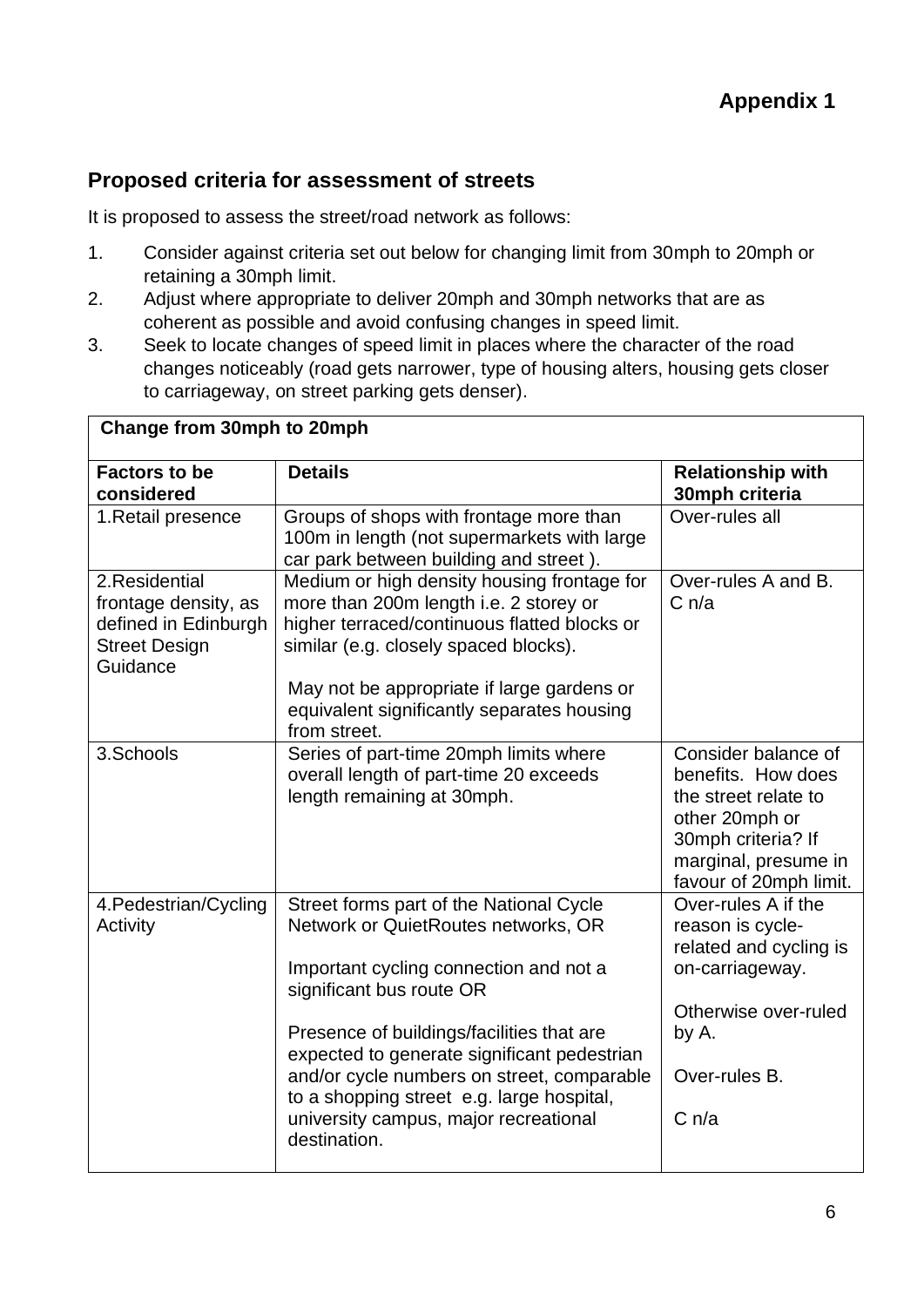**Appendix 1**

## Proposed criteria for assessment of streets

It is proposed to assess the street/road network as follows:

1. Consider against criteria set out below for changing limit from 30mph to 20mph or retaining a 30mph limit.
2. Adjust where appropriate to deliver 20mph and 30mph networks that are as coherent as possible and avoid confusing changes in speed limit.
3. Seek to locate changes of speed limit in places where the character of the road changes noticeably (road gets narrower, type of housing alters, housing gets closer to carriageway, on street parking gets denser).

| **Change from 30mph to 20mph** | | |
|---|---|---|
| **Factors to be considered** | **Details** | **Relationship with 30mph criteria** |
| 1.Retail presence | Groups of shops with frontage more than 100m in length (not supermarkets with large car park between building and street ). | Over-rules all |
| 2.Residential frontage density, as defined in Edinburgh Street Design Guidance | Medium or high density housing frontage for more than 200m length i.e. 2 storey or higher terraced/continuous flatted blocks or similar (e.g. closely spaced blocks).<br><br>May not be appropriate if large gardens or equivalent significantly separates housing from street. | Over-rules A and B.<br>C n/a |
| 3.Schools | Series of part-time 20mph limits where overall length of part-time 20 exceeds length remaining at 30mph. | Consider balance of benefits. How does the street relate to other 20mph or 30mph criteria? If marginal, presume in favour of 20mph limit. |
| 4.Pedestrian/Cycling Activity | Street forms part of the National Cycle Network or QuietRoutes networks, OR<br><br>Important cycling connection and not a significant bus route OR<br><br>Presence of buildings/facilities that are expected to generate significant pedestrian and/or cycle numbers on street, comparable to a shopping street e.g. large hospital, university campus, major recreational destination. | Over-rules A if the reason is cycle-related and cycling is on-carriageway.<br><br>Otherwise over-ruled by A.<br><br>Over-rules B.<br><br>C n/a |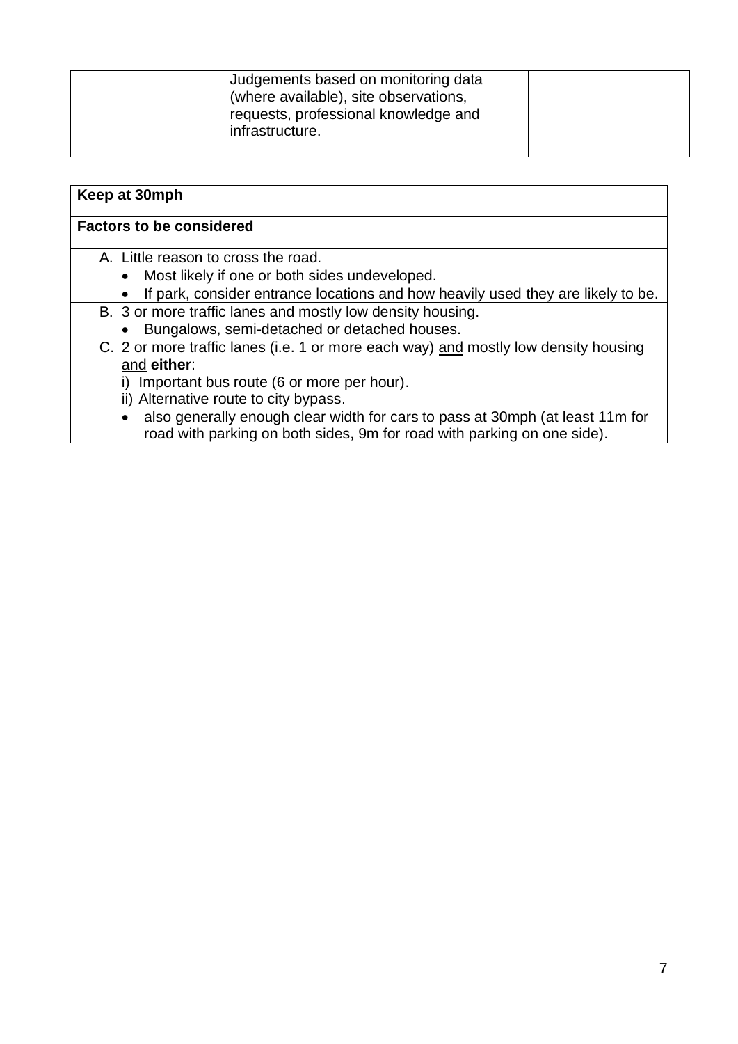| | | |
|---|---|---|
| | Judgements based on monitoring data (where available), site observations, requests, professional knowledge and infrastructure. | |

| Keep at 30mph |
|---|
| **Factors to be considered** |
| A. Little reason to cross the road.<br>• Most likely if one or both sides undeveloped.<br>• If park, consider entrance locations and how heavily used they are likely to be. |
| B. 3 or more traffic lanes and mostly low density housing.<br>• Bungalows, semi-detached or detached houses. |
| C. 2 or more traffic lanes (i.e. 1 or more each way) and mostly low density housing and **either**:<br>i) Important bus route (6 or more per hour).<br>ii) Alternative route to city bypass.<br>• also generally enough clear width for cars to pass at 30mph (at least 11m for road with parking on both sides, 9m for road with parking on one side). |